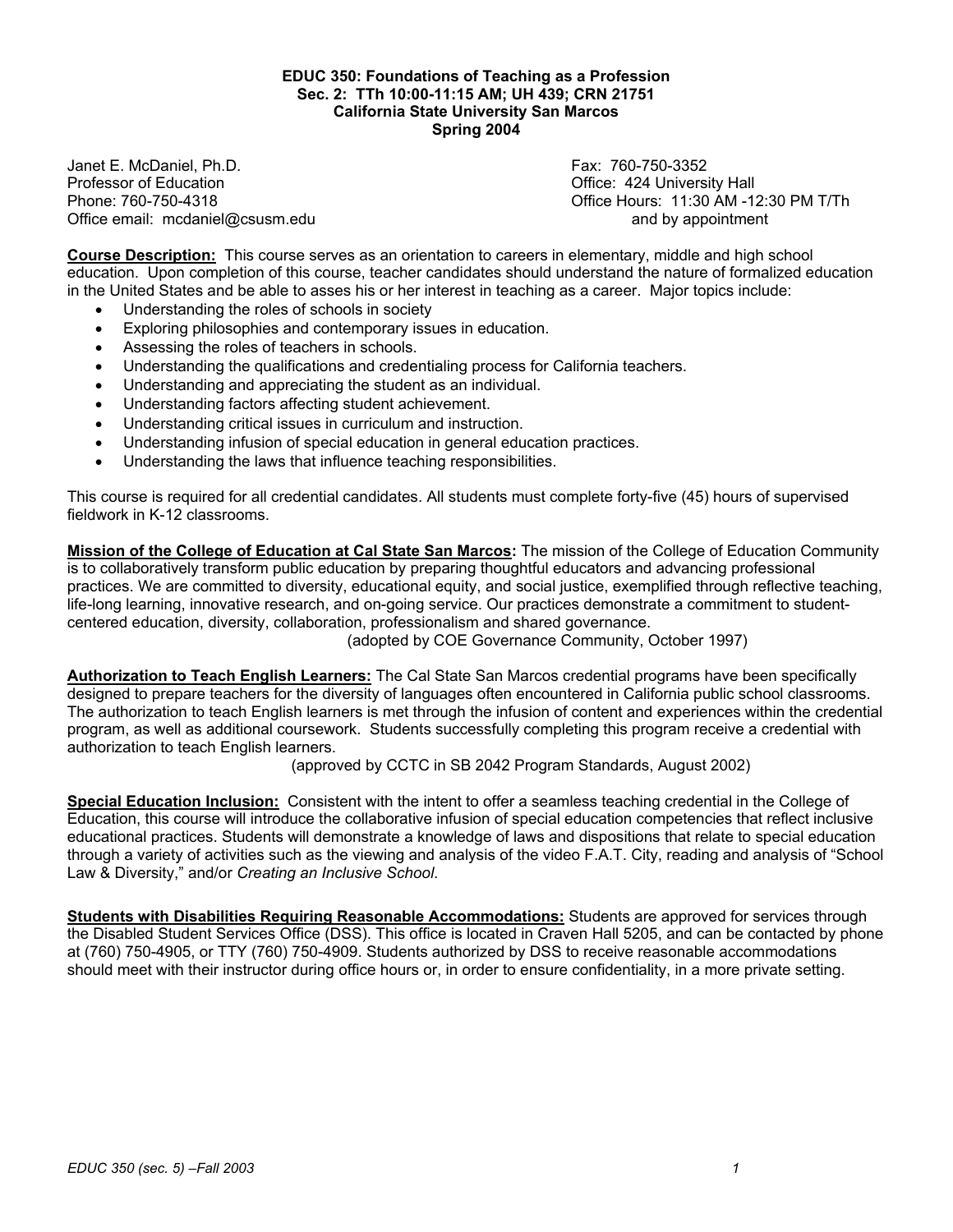**EDUC 350: Foundations of Teaching as a Profession**
**Sec. 2: TTh 10:00-11:15 AM; UH 439; CRN 21751**
**California State University San Marcos**
**Spring 2004**

Janet E. McDaniel, Ph.D.
Professor of Education
Phone: 760-750-4318
Office email: mcdaniel@csusm.edu

Fax: 760-750-3352
Office: 424 University Hall
Office Hours: 11:30 AM -12:30 PM T/Th
and by appointment

**Course Description:** This course serves as an orientation to careers in elementary, middle and high school education. Upon completion of this course, teacher candidates should understand the nature of formalized education in the United States and be able to asses his or her interest in teaching as a career. Major topics include:

- Understanding the roles of schools in society
- Exploring philosophies and contemporary issues in education.
- Assessing the roles of teachers in schools.
- Understanding the qualifications and credentialing process for California teachers.
- Understanding and appreciating the student as an individual.
- Understanding factors affecting student achievement.
- Understanding critical issues in curriculum and instruction.
- Understanding infusion of special education in general education practices.
- Understanding the laws that influence teaching responsibilities.

This course is required for all credential candidates. All students must complete forty-five (45) hours of supervised fieldwork in K-12 classrooms.

**Mission of the College of Education at Cal State San Marcos:** The mission of the College of Education Community is to collaboratively transform public education by preparing thoughtful educators and advancing professional practices. We are committed to diversity, educational equity, and social justice, exemplified through reflective teaching, life-long learning, innovative research, and on-going service. Our practices demonstrate a commitment to student-centered education, diversity, collaboration, professionalism and shared governance.
(adopted by COE Governance Community, October 1997)

**Authorization to Teach English Learners:** The Cal State San Marcos credential programs have been specifically designed to prepare teachers for the diversity of languages often encountered in California public school classrooms. The authorization to teach English learners is met through the infusion of content and experiences within the credential program, as well as additional coursework. Students successfully completing this program receive a credential with authorization to teach English learners.
(approved by CCTC in SB 2042 Program Standards, August 2002)

**Special Education Inclusion:** Consistent with the intent to offer a seamless teaching credential in the College of Education, this course will introduce the collaborative infusion of special education competencies that reflect inclusive educational practices. Students will demonstrate a knowledge of laws and dispositions that relate to special education through a variety of activities such as the viewing and analysis of the video F.A.T. City, reading and analysis of "School Law & Diversity," and/or *Creating an Inclusive School*.

**Students with Disabilities Requiring Reasonable Accommodations:** Students are approved for services through the Disabled Student Services Office (DSS). This office is located in Craven Hall 5205, and can be contacted by phone at (760) 750-4905, or TTY (760) 750-4909. Students authorized by DSS to receive reasonable accommodations should meet with their instructor during office hours or, in order to ensure confidentiality, in a more private setting.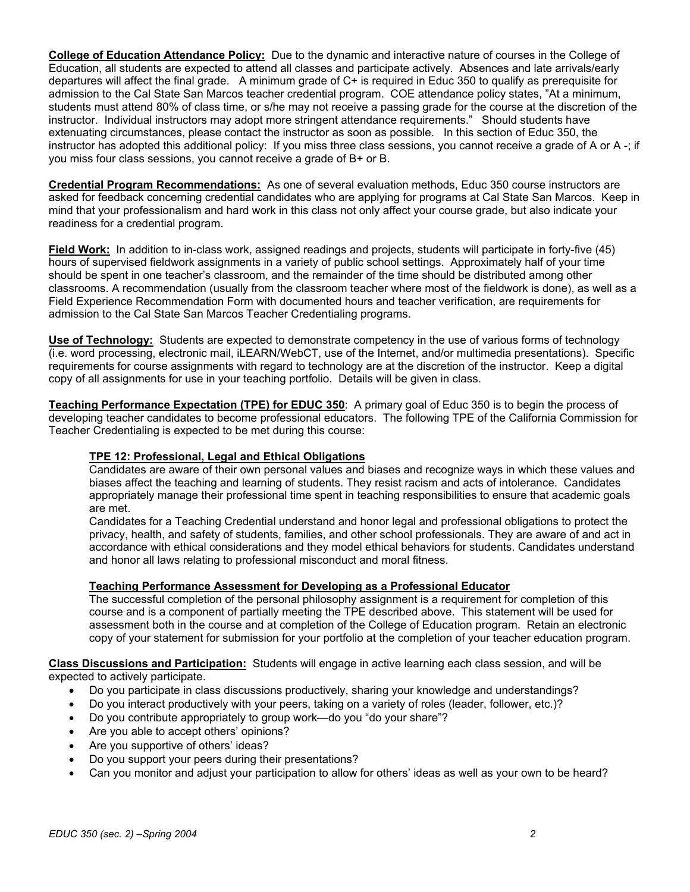**College of Education Attendance Policy:** Due to the dynamic and interactive nature of courses in the College of Education, all students are expected to attend all classes and participate actively. Absences and late arrivals/early departures will affect the final grade. A minimum grade of C+ is required in Educ 350 to qualify as prerequisite for admission to the Cal State San Marcos teacher credential program. COE attendance policy states, "At a minimum, students must attend 80% of class time, or s/he may not receive a passing grade for the course at the discretion of the instructor. Individual instructors may adopt more stringent attendance requirements." Should students have extenuating circumstances, please contact the instructor as soon as possible. In this section of Educ 350, the instructor has adopted this additional policy: If you miss three class sessions, you cannot receive a grade of A or A -; if you miss four class sessions, you cannot receive a grade of B+ or B.

**Credential Program Recommendations:** As one of several evaluation methods, Educ 350 course instructors are asked for feedback concerning credential candidates who are applying for programs at Cal State San Marcos. Keep in mind that your professionalism and hard work in this class not only affect your course grade, but also indicate your readiness for a credential program.

**Field Work:** In addition to in-class work, assigned readings and projects, students will participate in forty-five (45) hours of supervised fieldwork assignments in a variety of public school settings. Approximately half of your time should be spent in one teacher's classroom, and the remainder of the time should be distributed among other classrooms. A recommendation (usually from the classroom teacher where most of the fieldwork is done), as well as a Field Experience Recommendation Form with documented hours and teacher verification, are requirements for admission to the Cal State San Marcos Teacher Credentialing programs.

**Use of Technology:** Students are expected to demonstrate competency in the use of various forms of technology (i.e. word processing, electronic mail, iLEARN/WebCT, use of the Internet, and/or multimedia presentations). Specific requirements for course assignments with regard to technology are at the discretion of the instructor. Keep a digital copy of all assignments for use in your teaching portfolio. Details will be given in class.

**Teaching Performance Expectation (TPE) for EDUC 350**: A primary goal of Educ 350 is to begin the process of developing teacher candidates to become professional educators. The following TPE of the California Commission for Teacher Credentialing is expected to be met during this course:

**TPE 12: Professional, Legal and Ethical Obligations**

Candidates are aware of their own personal values and biases and recognize ways in which these values and biases affect the teaching and learning of students. They resist racism and acts of intolerance. Candidates appropriately manage their professional time spent in teaching responsibilities to ensure that academic goals are met.

Candidates for a Teaching Credential understand and honor legal and professional obligations to protect the privacy, health, and safety of students, families, and other school professionals. They are aware of and act in accordance with ethical considerations and they model ethical behaviors for students. Candidates understand and honor all laws relating to professional misconduct and moral fitness.

**Teaching Performance Assessment for Developing as a Professional Educator**

The successful completion of the personal philosophy assignment is a requirement for completion of this course and is a component of partially meeting the TPE described above. This statement will be used for assessment both in the course and at completion of the College of Education program. Retain an electronic copy of your statement for submission for your portfolio at the completion of your teacher education program.

**Class Discussions and Participation:** Students will engage in active learning each class session, and will be expected to actively participate.

- Do you participate in class discussions productively, sharing your knowledge and understandings?
- Do you interact productively with your peers, taking on a variety of roles (leader, follower, etc.)?
- Do you contribute appropriately to group work—do you "do your share"?
- Are you able to accept others' opinions?
- Are you supportive of others' ideas?
- Do you support your peers during their presentations?
- Can you monitor and adjust your participation to allow for others' ideas as well as your own to be heard?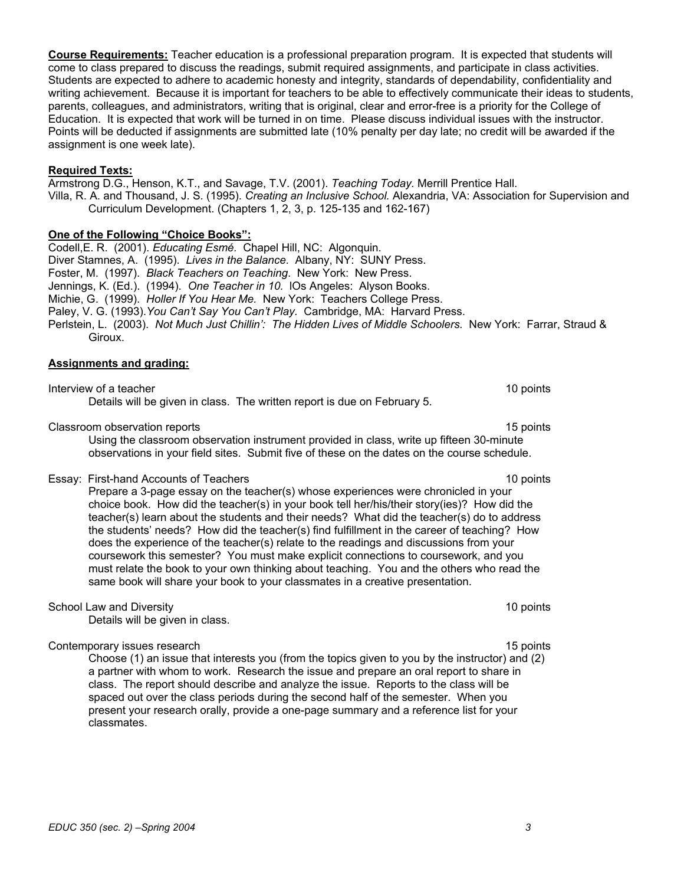**Course Requirements:** Teacher education is a professional preparation program. It is expected that students will come to class prepared to discuss the readings, submit required assignments, and participate in class activities. Students are expected to adhere to academic honesty and integrity, standards of dependability, confidentiality and writing achievement. Because it is important for teachers to be able to effectively communicate their ideas to students, parents, colleagues, and administrators, writing that is original, clear and error-free is a priority for the College of Education. It is expected that work will be turned in on time. Please discuss individual issues with the instructor. Points will be deducted if assignments are submitted late (10% penalty per day late; no credit will be awarded if the assignment is one week late).

**Required Texts:**

Armstrong D.G., Henson, K.T., and Savage, T.V. (2001). *Teaching Today.* Merrill Prentice Hall.

Villa, R. A. and Thousand, J. S. (1995). *Creating an Inclusive School.* Alexandria, VA: Association for Supervision and Curriculum Development. (Chapters 1, 2, 3, p. 125-135 and 162-167)

**One of the Following "Choice Books":**

Codell,E. R. (2001). *Educating Esmé.* Chapel Hill, NC: Algonquin.

Diver Stamnes, A. (1995). *Lives in the Balance.* Albany, NY: SUNY Press.

Foster, M. (1997). *Black Teachers on Teaching*. New York: New Press.

Jennings, K. (Ed.). (1994). *One Teacher in 10.* lOs Angeles: Alyson Books.

Michie, G. (1999). *Holler If You Hear Me.* New York: Teachers College Press.

Paley, V. G. (1993).*You Can't Say You Can't Play.* Cambridge, MA: Harvard Press.

Perlstein, L. (2003). *Not Much Just Chillin': The Hidden Lives of Middle Schoolers.* New York: Farrar, Straud & Giroux.

**Assignments and grading:**

Interview of a teacher — 10 points

Details will be given in class. The written report is due on February 5.

Classroom observation reports — 15 points

Using the classroom observation instrument provided in class, write up fifteen 30-minute observations in your field sites. Submit five of these on the dates on the course schedule.

Essay: First-hand Accounts of Teachers — 10 points

Prepare a 3-page essay on the teacher(s) whose experiences were chronicled in your choice book. How did the teacher(s) in your book tell her/his/their story(ies)? How did the teacher(s) learn about the students and their needs? What did the teacher(s) do to address the students' needs? How did the teacher(s) find fulfillment in the career of teaching? How does the experience of the teacher(s) relate to the readings and discussions from your coursework this semester? You must make explicit connections to coursework, and you must relate the book to your own thinking about teaching. You and the others who read the same book will share your book to your classmates in a creative presentation.

School Law and Diversity — 10 points

Details will be given in class.

Contemporary issues research — 15 points

Choose (1) an issue that interests you (from the topics given to you by the instructor) and (2) a partner with whom to work. Research the issue and prepare an oral report to share in class. The report should describe and analyze the issue. Reports to the class will be spaced out over the class periods during the second half of the semester. When you present your research orally, provide a one-page summary and a reference list for your classmates.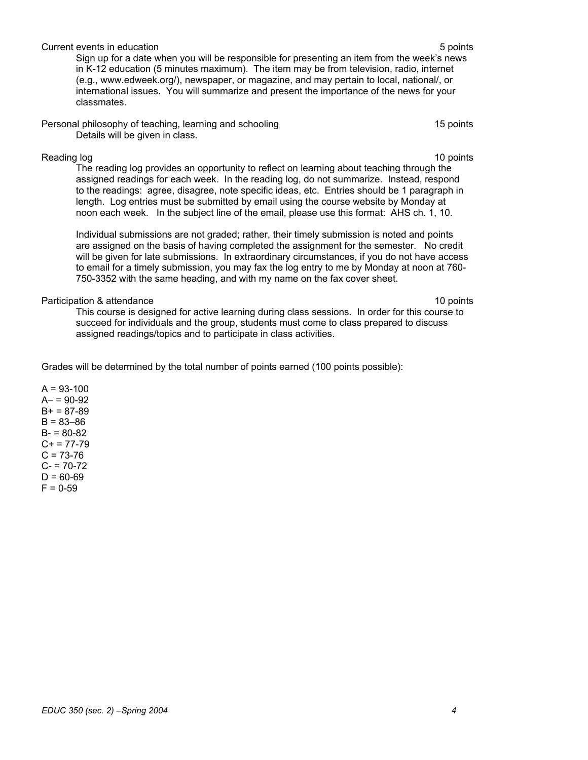Current events in education — 5 points

Sign up for a date when you will be responsible for presenting an item from the week's news in K-12 education (5 minutes maximum). The item may be from television, radio, internet (e.g., www.edweek.org/), newspaper, or magazine, and may pertain to local, national/, or international issues. You will summarize and present the importance of the news for your classmates.

Personal philosophy of teaching, learning and schooling — 15 points

Details will be given in class.

Reading log — 10 points

The reading log provides an opportunity to reflect on learning about teaching through the assigned readings for each week. In the reading log, do not summarize. Instead, respond to the readings: agree, disagree, note specific ideas, etc. Entries should be 1 paragraph in length. Log entries must be submitted by email using the course website by Monday at noon each week. In the subject line of the email, please use this format: AHS ch. 1, 10.

Individual submissions are not graded; rather, their timely submission is noted and points are assigned on the basis of having completed the assignment for the semester. No credit will be given for late submissions. In extraordinary circumstances, if you do not have access to email for a timely submission, you may fax the log entry to me by Monday at noon at 760-750-3352 with the same heading, and with my name on the fax cover sheet.

Participation & attendance — 10 points

This course is designed for active learning during class sessions. In order for this course to succeed for individuals and the group, students must come to class prepared to discuss assigned readings/topics and to participate in class activities.

Grades will be determined by the total number of points earned (100 points possible):

A = 93-100
A– = 90-92
B+ = 87-89
B = 83–86
B- = 80-82
C+ = 77-79
C = 73-76
C- = 70-72
D = 60-69
F = 0-59